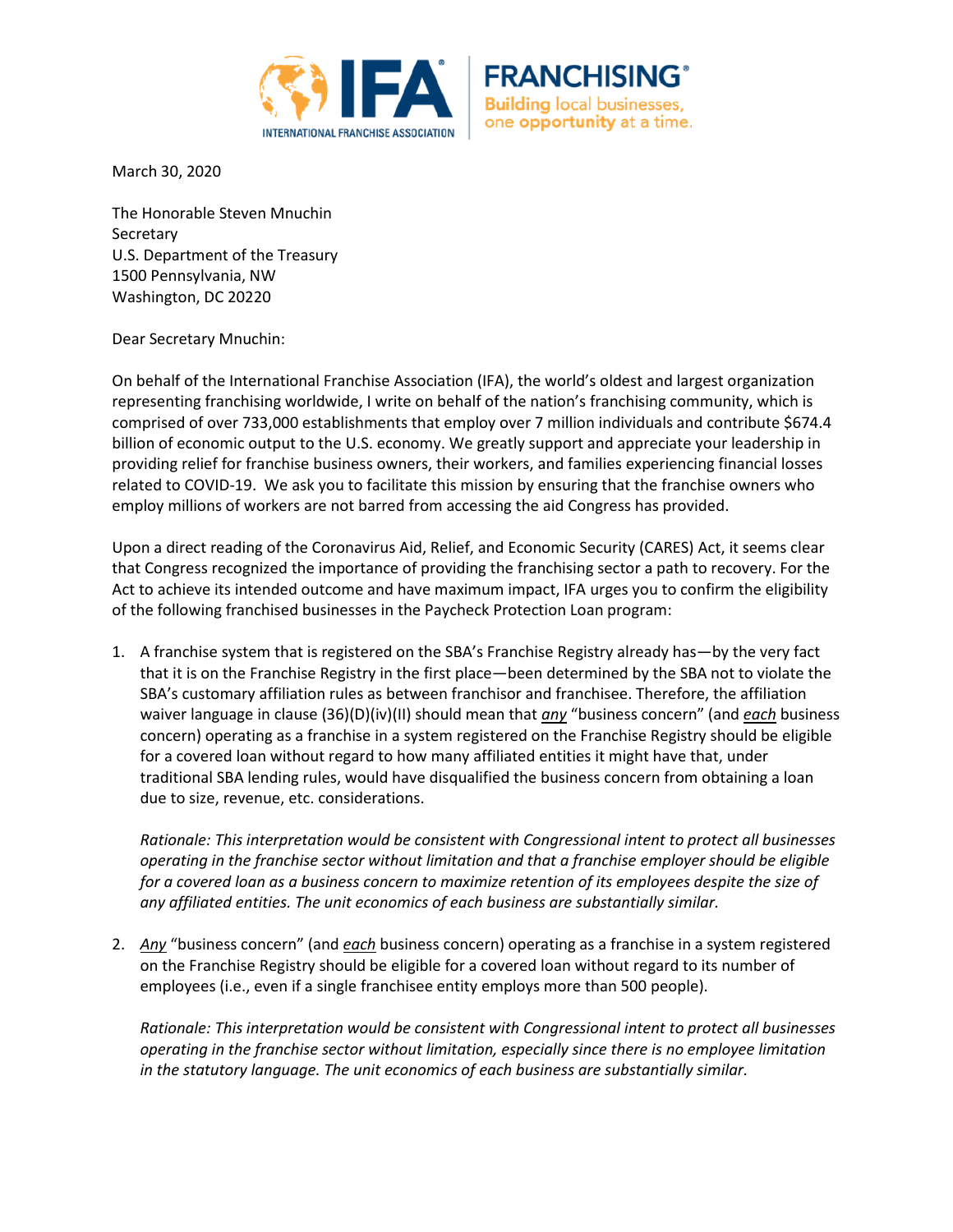IFA INTERNATIONAL FRANCHISE ASSOCIATION | FRANCHISING® Building local businesses, one opportunity at a time.

March 30, 2020

The Honorable Steven Mnuchin
Secretary
U.S. Department of the Treasury
1500 Pennsylvania, NW
Washington, DC 20220

Dear Secretary Mnuchin:

On behalf of the International Franchise Association (IFA), the world's oldest and largest organization representing franchising worldwide, I write on behalf of the nation's franchising community, which is comprised of over 733,000 establishments that employ over 7 million individuals and contribute $674.4 billion of economic output to the U.S. economy. We greatly support and appreciate your leadership in providing relief for franchise business owners, their workers, and families experiencing financial losses related to COVID-19. We ask you to facilitate this mission by ensuring that the franchise owners who employ millions of workers are not barred from accessing the aid Congress has provided.

Upon a direct reading of the Coronavirus Aid, Relief, and Economic Security (CARES) Act, it seems clear that Congress recognized the importance of providing the franchising sector a path to recovery. For the Act to achieve its intended outcome and have maximum impact, IFA urges you to confirm the eligibility of the following franchised businesses in the Paycheck Protection Loan program:

1. A franchise system that is registered on the SBA's Franchise Registry already has—by the very fact that it is on the Franchise Registry in the first place—been determined by the SBA not to violate the SBA's customary affiliation rules as between franchisor and franchisee. Therefore, the affiliation waiver language in clause (36)(D)(iv)(II) should mean that ***any*** "business concern" (and ***each*** business concern) operating as a franchise in a system registered on the Franchise Registry should be eligible for a covered loan without regard to how many affiliated entities it might have that, under traditional SBA lending rules, would have disqualified the business concern from obtaining a loan due to size, revenue, etc. considerations.

   *Rationale: This interpretation would be consistent with Congressional intent to protect all businesses operating in the franchise sector without limitation and that a franchise employer should be eligible for a covered loan as a business concern to maximize retention of its employees despite the size of any affiliated entities. The unit economics of each business are substantially similar.*

2. ***Any*** "business concern" (and ***each*** business concern) operating as a franchise in a system registered on the Franchise Registry should be eligible for a covered loan without regard to its number of employees (i.e., even if a single franchisee entity employs more than 500 people).

   *Rationale: This interpretation would be consistent with Congressional intent to protect all businesses operating in the franchise sector without limitation, especially since there is no employee limitation in the statutory language. The unit economics of each business are substantially similar.*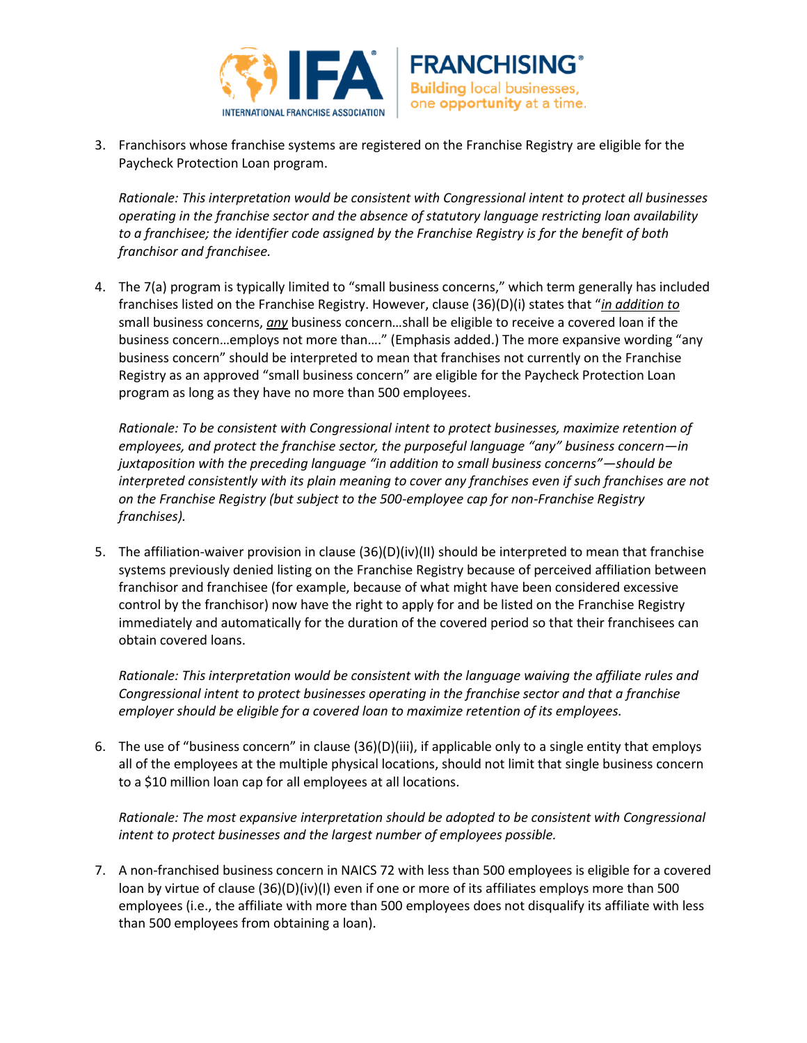3. Franchisors whose franchise systems are registered on the Franchise Registry are eligible for the Paycheck Protection Loan program.

   *Rationale: This interpretation would be consistent with Congressional intent to protect all businesses operating in the franchise sector and the absence of statutory language restricting loan availability to a franchisee; the identifier code assigned by the Franchise Registry is for the benefit of both franchisor and franchisee.*

4. The 7(a) program is typically limited to "small business concerns," which term generally has included franchises listed on the Franchise Registry. However, clause (36)(D)(i) states that "***in addition to*** small business concerns, ***any*** business concern…shall be eligible to receive a covered loan if the business concern…employs not more than…." (Emphasis added.) The more expansive wording "any business concern" should be interpreted to mean that franchises not currently on the Franchise Registry as an approved "small business concern" are eligible for the Paycheck Protection Loan program as long as they have no more than 500 employees.

   *Rationale: To be consistent with Congressional intent to protect businesses, maximize retention of employees, and protect the franchise sector, the purposeful language "any" business concern—in juxtaposition with the preceding language "in addition to small business concerns"—should be interpreted consistently with its plain meaning to cover any franchises even if such franchises are not on the Franchise Registry (but subject to the 500-employee cap for non-Franchise Registry franchises).*

5. The affiliation-waiver provision in clause (36)(D)(iv)(II) should be interpreted to mean that franchise systems previously denied listing on the Franchise Registry because of perceived affiliation between franchisor and franchisee (for example, because of what might have been considered excessive control by the franchisor) now have the right to apply for and be listed on the Franchise Registry immediately and automatically for the duration of the covered period so that their franchisees can obtain covered loans.

   *Rationale: This interpretation would be consistent with the language waiving the affiliate rules and Congressional intent to protect businesses operating in the franchise sector and that a franchise employer should be eligible for a covered loan to maximize retention of its employees.*

6. The use of "business concern" in clause (36)(D)(iii), if applicable only to a single entity that employs all of the employees at the multiple physical locations, should not limit that single business concern to a $10 million loan cap for all employees at all locations.

   *Rationale: The most expansive interpretation should be adopted to be consistent with Congressional intent to protect businesses and the largest number of employees possible.*

7. A non-franchised business concern in NAICS 72 with less than 500 employees is eligible for a covered loan by virtue of clause (36)(D)(iv)(I) even if one or more of its affiliates employs more than 500 employees (i.e., the affiliate with more than 500 employees does not disqualify its affiliate with less than 500 employees from obtaining a loan).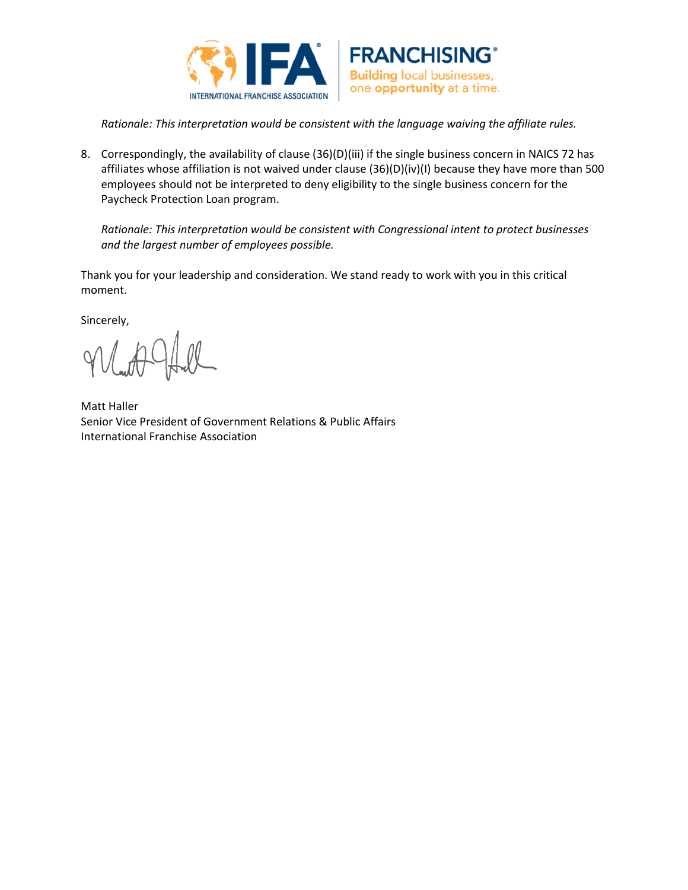*Rationale: This interpretation would be consistent with the language waiving the affiliate rules.*

8. Correspondingly, the availability of clause (36)(D)(iii) if the single business concern in NAICS 72 has affiliates whose affiliation is not waived under clause (36)(D)(iv)(I) because they have more than 500 employees should not be interpreted to deny eligibility to the single business concern for the Paycheck Protection Loan program.

   *Rationale: This interpretation would be consistent with Congressional intent to protect businesses and the largest number of employees possible.*

Thank you for your leadership and consideration. We stand ready to work with you in this critical moment.

Sincerely,

Matt Haller
Senior Vice President of Government Relations & Public Affairs
International Franchise Association